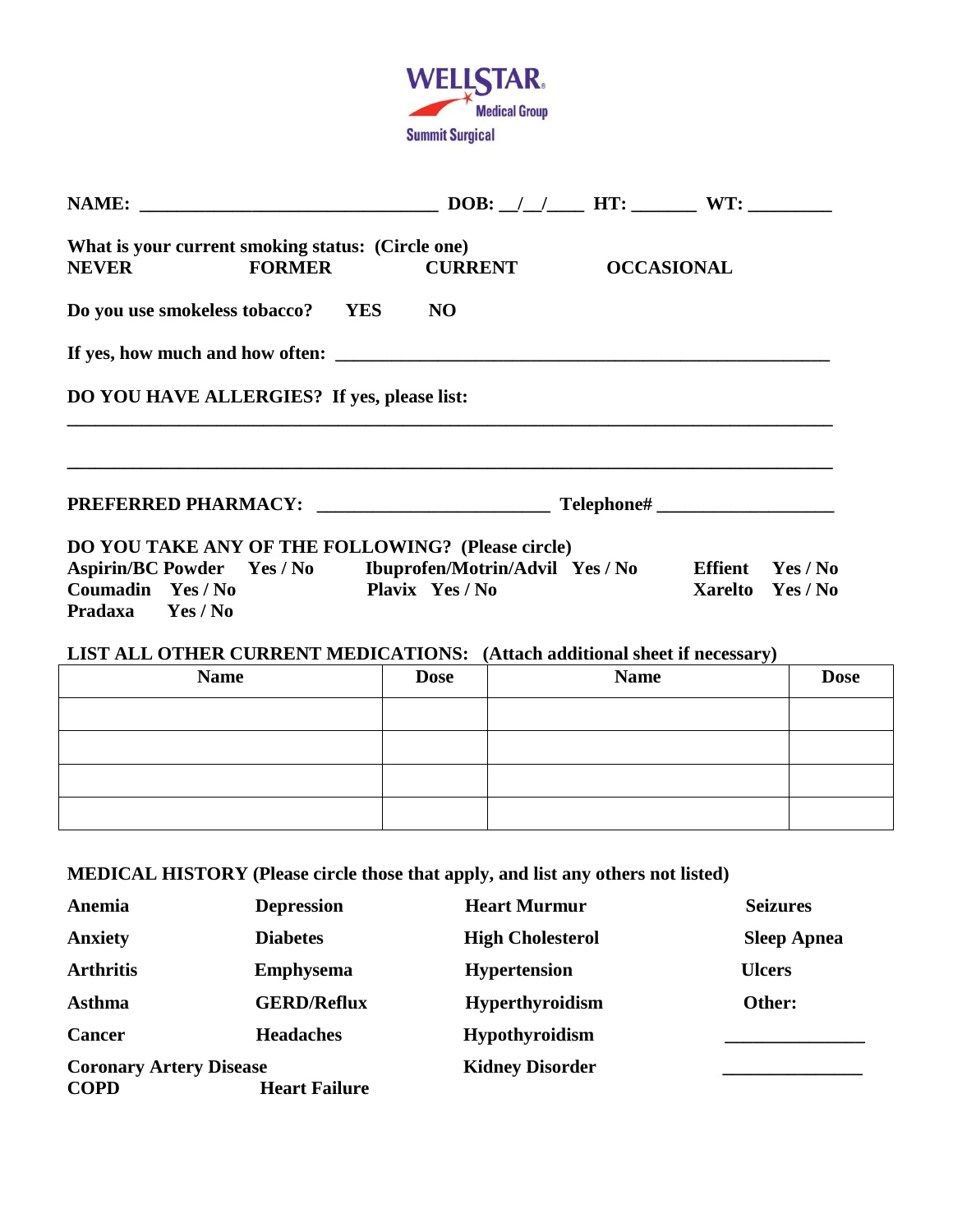**WELLSTAR Medical Group**
**Summit Surgical**

**NAME:** ________________________________ **DOB:** __/__/____ **HT:** _______ **WT:** _________

**What is your current smoking status: (Circle one)**
**NEVER** **FORMER** **CURRENT** **OCCASIONAL**

**Do you use smokeless tobacco?** **YES** **NO**

**If yes, how much and how often:** ______________________________________________________

**DO YOU HAVE ALLERGIES? If yes, please list:**

____________________________________________________________________________________

____________________________________________________________________________________

**PREFERRED PHARMACY:** _________________________ **Telephone#** ___________________

**DO YOU TAKE ANY OF THE FOLLOWING? (Please circle)**

**Aspirin/BC Powder** Yes / No **Ibuprofen/Motrin/Advil** Yes / No **Effient** Yes / No
**Coumadin** Yes / No **Plavix** Yes / No **Xarelto** Yes / No
**Pradaxa** Yes / No

**LIST ALL OTHER CURRENT MEDICATIONS: (Attach additional sheet if necessary)**

| Name | Dose | Name | Dose |
|---|---|---|---|
| | | | |
| | | | |
| | | | |
| | | | |

**MEDICAL HISTORY (Please circle those that apply, and list any others not listed)**

**Anemia** **Depression** **Heart Murmur** **Seizures**
**Anxiety** **Diabetes** **High Cholesterol** **Sleep Apnea**
**Arthritis** **Emphysema** **Hypertension** **Ulcers**
**Asthma** **GERD/Reflux** **Hyperthyroidism** **Other:**
**Cancer** **Headaches** **Hypothyroidism** _______________
**Coronary Artery Disease** **Kidney Disorder** _______________
**COPD** **Heart Failure**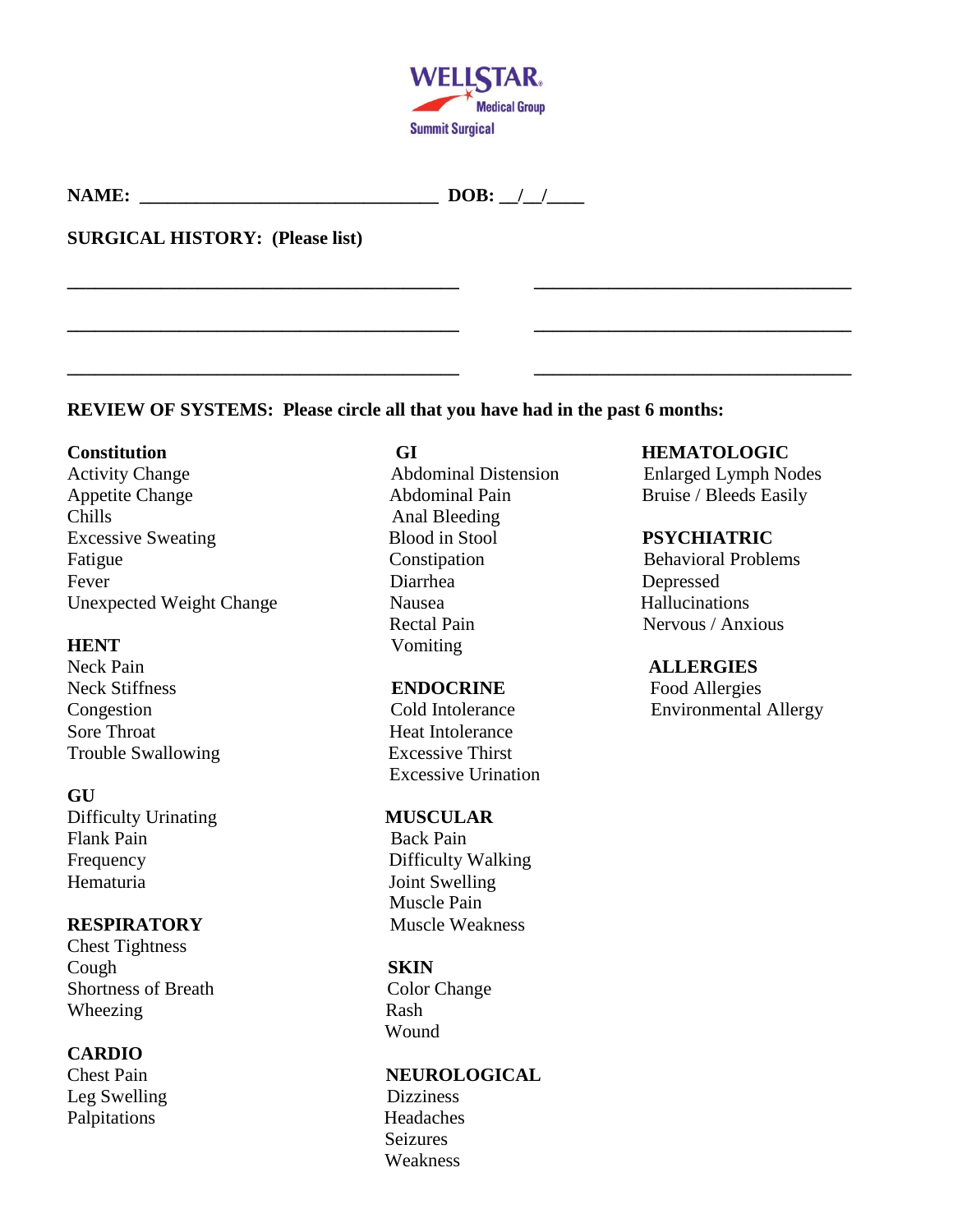**WELLSTAR** Medical Group
Summit Surgical

**NAME:** ________________________________ **DOB:** __/__/____

**SURGICAL HISTORY: (Please list)**

_________________________________________ _________________________________

_________________________________________ _________________________________

_________________________________________ _________________________________

**REVIEW OF SYSTEMS: Please circle all that you have had in the past 6 months:**

**Constitution**
Activity Change
Appetite Change
Chills
Excessive Sweating
Fatigue
Fever
Unexpected Weight Change

**HENT**
Neck Pain
Neck Stiffness
Congestion
Sore Throat
Trouble Swallowing

**GU**
Difficulty Urinating
Flank Pain
Frequency
Hematuria

**RESPIRATORY**
Chest Tightness
Cough
Shortness of Breath
Wheezing

**CARDIO**
Chest Pain
Leg Swelling
Palpitations

**GI**
Abdominal Distension
Abdominal Pain
Anal Bleeding
Blood in Stool
Constipation
Diarrhea
Nausea
Rectal Pain
Vomiting

**ENDOCRINE**
Cold Intolerance
Heat Intolerance
Excessive Thirst
Excessive Urination

**MUSCULAR**
Back Pain
Difficulty Walking
Joint Swelling
Muscle Pain
Muscle Weakness

**SKIN**
Color Change
Rash
Wound

**NEUROLOGICAL**
Dizziness
Headaches
Seizures
Weakness

**HEMATOLOGIC**
Enlarged Lymph Nodes
Bruise / Bleeds Easily

**PSYCHIATRIC**
Behavioral Problems
Depressed
Hallucinations
Nervous / Anxious

**ALLERGIES**
Food Allergies
Environmental Allergy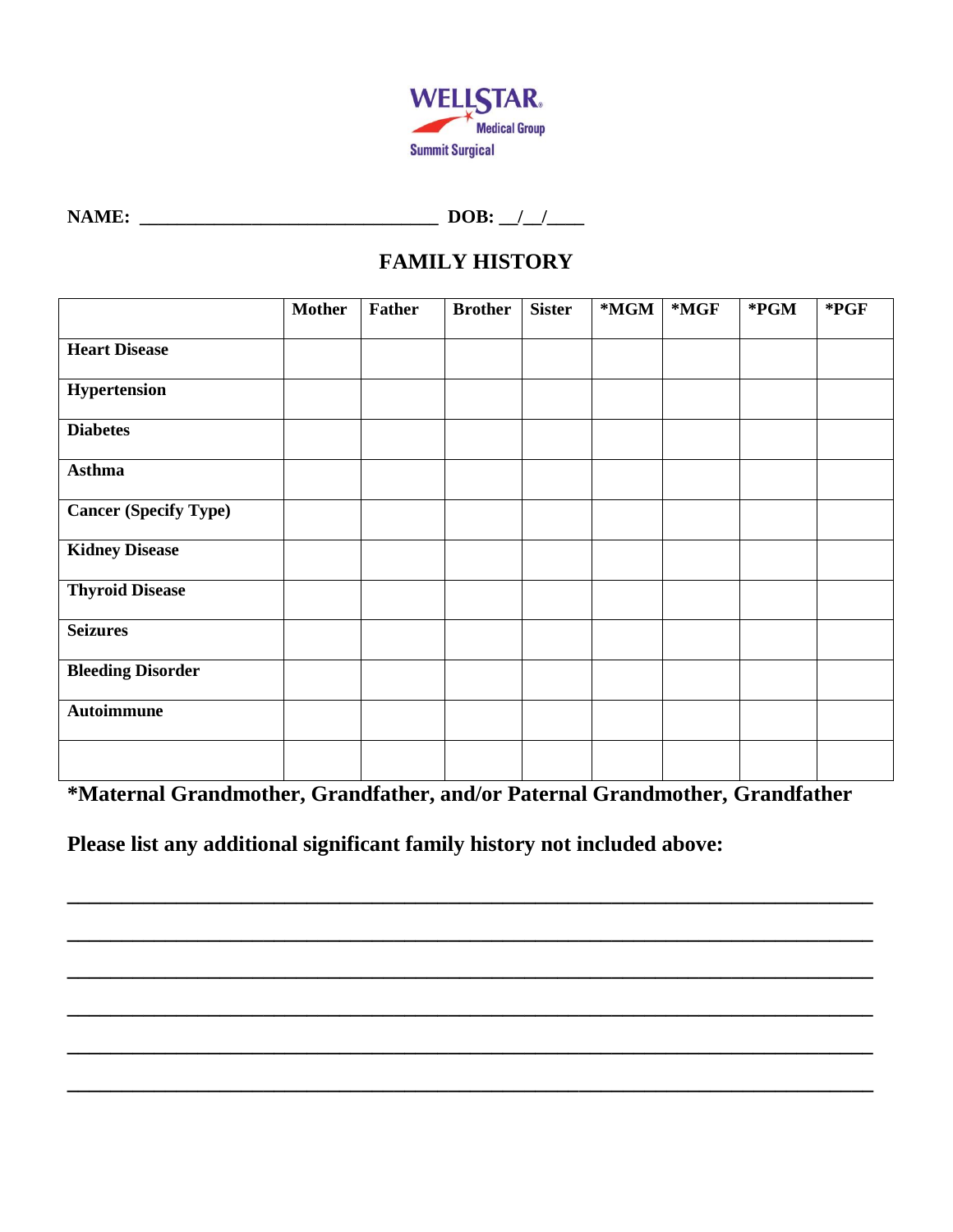WELLSTAR
Medical Group
Summit Surgical

**NAME:** ______________________________ **DOB:** __/__/____

## FAMILY HISTORY

| | Mother | Father | Brother | Sister | *MGM | *MGF | *PGM | *PGF |
|---|---|---|---|---|---|---|---|---|
| **Heart Disease** | | | | | | | | |
| **Hypertension** | | | | | | | | |
| **Diabetes** | | | | | | | | |
| **Asthma** | | | | | | | | |
| **Cancer (Specify Type)** | | | | | | | | |
| **Kidney Disease** | | | | | | | | |
| **Thyroid Disease** | | | | | | | | |
| **Seizures** | | | | | | | | |
| **Bleeding Disorder** | | | | | | | | |
| **Autoimmune** | | | | | | | | |
| | | | | | | | | |

**\*Maternal Grandmother, Grandfather, and/or Paternal Grandmother, Grandfather**

**Please list any additional significant family history not included above:**

______________________________________________________________________

______________________________________________________________________

______________________________________________________________________

______________________________________________________________________

______________________________________________________________________

______________________________________________________________________